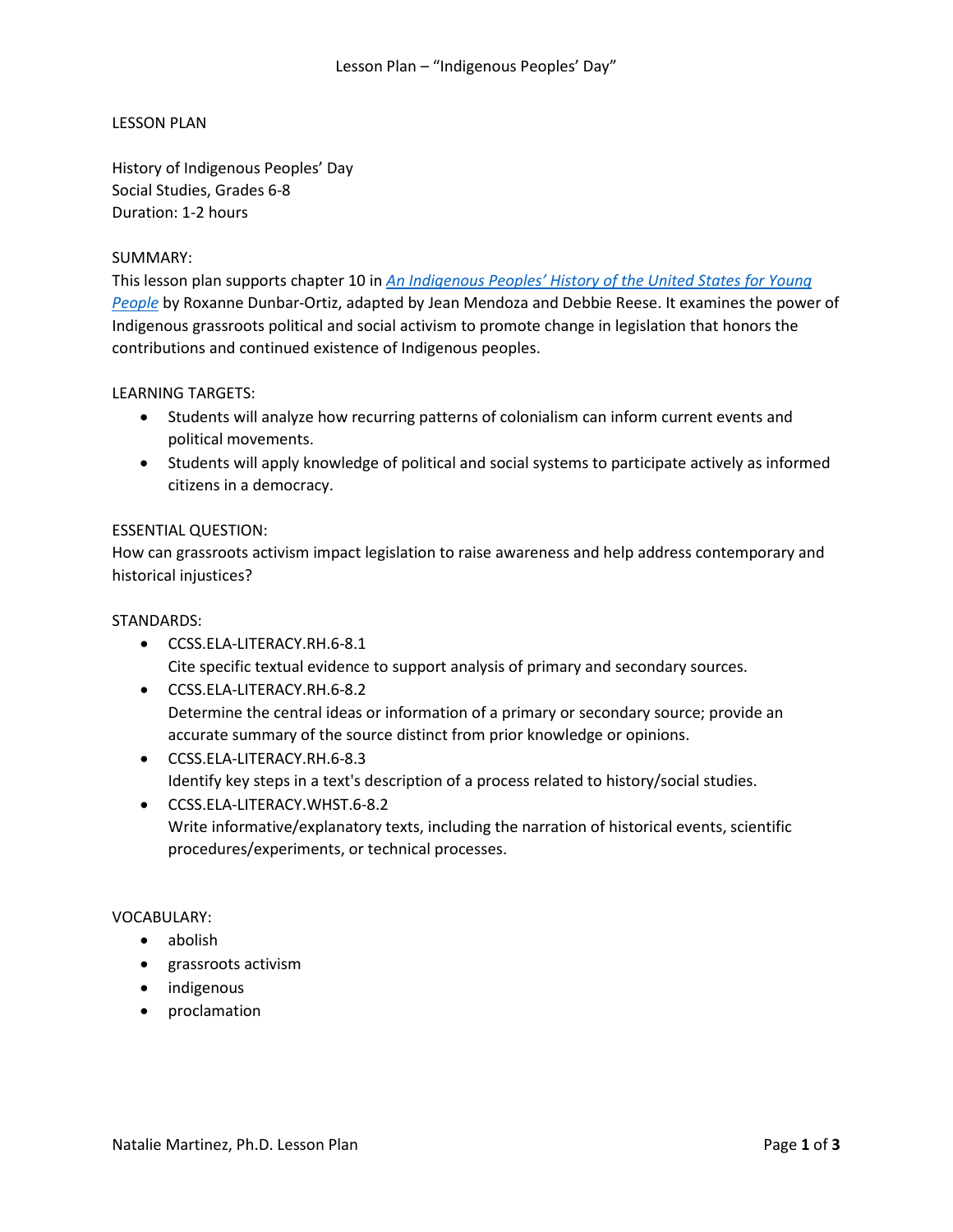LESSON PLAN

History of Indigenous Peoples' Day
Social Studies, Grades 6-8
Duration: 1-2 hours

SUMMARY:
This lesson plan supports chapter 10 in *An Indigenous Peoples' History of the United States for Young People* by Roxanne Dunbar-Ortiz, adapted by Jean Mendoza and Debbie Reese. It examines the power of Indigenous grassroots political and social activism to promote change in legislation that honors the contributions and continued existence of Indigenous peoples.

LEARNING TARGETS:

- Students will analyze how recurring patterns of colonialism can inform current events and political movements.
- Students will apply knowledge of political and social systems to participate actively as informed citizens in a democracy.

ESSENTIAL QUESTION:
How can grassroots activism impact legislation to raise awareness and help address contemporary and historical injustices?

STANDARDS:

- CCSS.ELA-LITERACY.RH.6-8.1
  Cite specific textual evidence to support analysis of primary and secondary sources.
- CCSS.ELA-LITERACY.RH.6-8.2
  Determine the central ideas or information of a primary or secondary source; provide an accurate summary of the source distinct from prior knowledge or opinions.
- CCSS.ELA-LITERACY.RH.6-8.3
  Identify key steps in a text's description of a process related to history/social studies.
- CCSS.ELA-LITERACY.WHST.6-8.2
  Write informative/explanatory texts, including the narration of historical events, scientific procedures/experiments, or technical processes.

VOCABULARY:

- abolish
- grassroots activism
- indigenous
- proclamation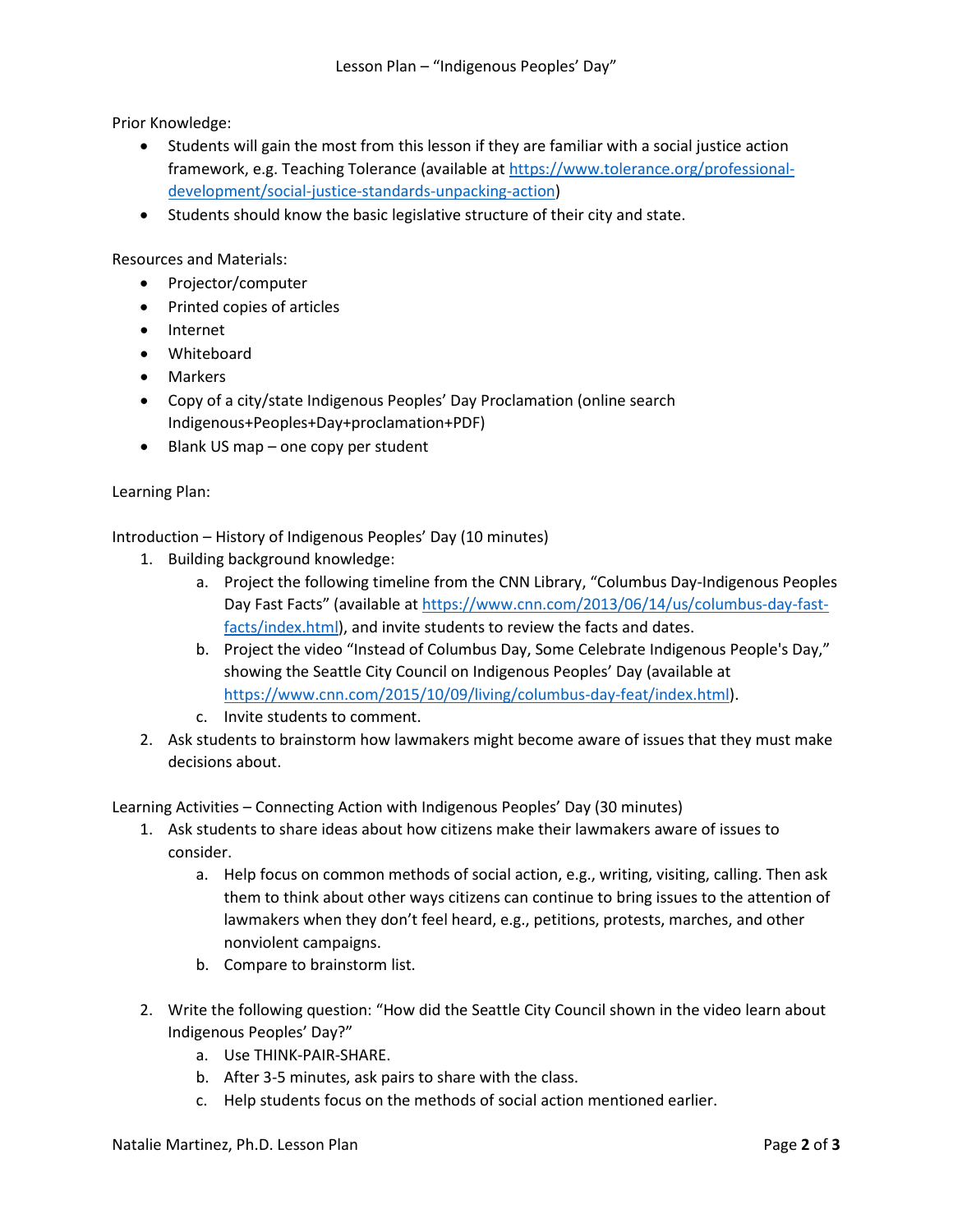Prior Knowledge:

- Students will gain the most from this lesson if they are familiar with a social justice action framework, e.g. Teaching Tolerance (available at [https://www.tolerance.org/professional-development/social-justice-standards-unpacking-action](https://www.tolerance.org/professional-development/social-justice-standards-unpacking-action))
- Students should know the basic legislative structure of their city and state.

Resources and Materials:

- Projector/computer
- Printed copies of articles
- Internet
- Whiteboard
- Markers
- Copy of a city/state Indigenous Peoples' Day Proclamation (online search Indigenous+Peoples+Day+proclamation+PDF)
- Blank US map – one copy per student

Learning Plan:

Introduction – History of Indigenous Peoples' Day (10 minutes)

1. Building background knowledge:
   a. Project the following timeline from the CNN Library, "Columbus Day-Indigenous Peoples Day Fast Facts" (available at [https://www.cnn.com/2013/06/14/us/columbus-day-fast-facts/index.html](https://www.cnn.com/2013/06/14/us/columbus-day-fast-facts/index.html)), and invite students to review the facts and dates.
   b. Project the video "Instead of Columbus Day, Some Celebrate Indigenous People's Day," showing the Seattle City Council on Indigenous Peoples' Day (available at [https://www.cnn.com/2015/10/09/living/columbus-day-feat/index.html](https://www.cnn.com/2015/10/09/living/columbus-day-feat/index.html)).
   c. Invite students to comment.
2. Ask students to brainstorm how lawmakers might become aware of issues that they must make decisions about.

Learning Activities – Connecting Action with Indigenous Peoples' Day (30 minutes)

1. Ask students to share ideas about how citizens make their lawmakers aware of issues to consider.
   a. Help focus on common methods of social action, e.g., writing, visiting, calling. Then ask them to think about other ways citizens can continue to bring issues to the attention of lawmakers when they don't feel heard, e.g., petitions, protests, marches, and other nonviolent campaigns.
   b. Compare to brainstorm list.
2. Write the following question: "How did the Seattle City Council shown in the video learn about Indigenous Peoples' Day?"
   a. Use THINK-PAIR-SHARE.
   b. After 3-5 minutes, ask pairs to share with the class.
   c. Help students focus on the methods of social action mentioned earlier.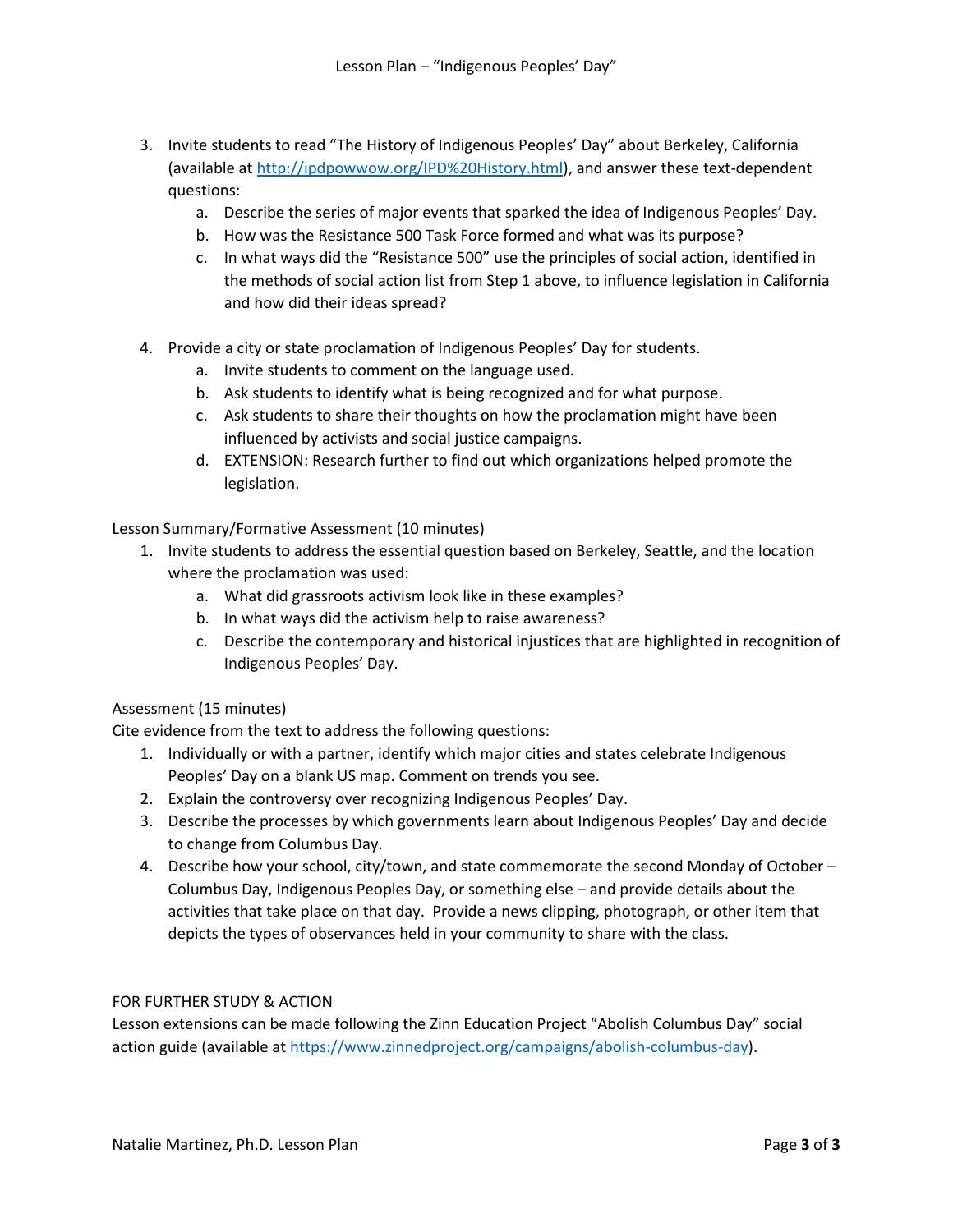3. Invite students to read "The History of Indigenous Peoples' Day" about Berkeley, California (available at [http://ipdpowwow.org/IPD%20History.html](http://ipdpowwow.org/IPD%20History.html)), and answer these text-dependent questions:
    a. Describe the series of major events that sparked the idea of Indigenous Peoples' Day.
    b. How was the Resistance 500 Task Force formed and what was its purpose?
    c. In what ways did the "Resistance 500" use the principles of social action, identified in the methods of social action list from Step 1 above, to influence legislation in California and how did their ideas spread?

4. Provide a city or state proclamation of Indigenous Peoples' Day for students.
    a. Invite students to comment on the language used.
    b. Ask students to identify what is being recognized and for what purpose.
    c. Ask students to share their thoughts on how the proclamation might have been influenced by activists and social justice campaigns.
    d. EXTENSION: Research further to find out which organizations helped promote the legislation.

Lesson Summary/Formative Assessment (10 minutes)

1. Invite students to address the essential question based on Berkeley, Seattle, and the location where the proclamation was used:
    a. What did grassroots activism look like in these examples?
    b. In what ways did the activism help to raise awareness?
    c. Describe the contemporary and historical injustices that are highlighted in recognition of Indigenous Peoples' Day.

Assessment (15 minutes)

Cite evidence from the text to address the following questions:

1. Individually or with a partner, identify which major cities and states celebrate Indigenous Peoples' Day on a blank US map. Comment on trends you see.
2. Explain the controversy over recognizing Indigenous Peoples' Day.
3. Describe the processes by which governments learn about Indigenous Peoples' Day and decide to change from Columbus Day.
4. Describe how your school, city/town, and state commemorate the second Monday of October – Columbus Day, Indigenous Peoples Day, or something else – and provide details about the activities that take place on that day. Provide a news clipping, photograph, or other item that depicts the types of observances held in your community to share with the class.

FOR FURTHER STUDY & ACTION

Lesson extensions can be made following the Zinn Education Project "Abolish Columbus Day" social action guide (available at [https://www.zinnedproject.org/campaigns/abolish-columbus-day](https://www.zinnedproject.org/campaigns/abolish-columbus-day)).